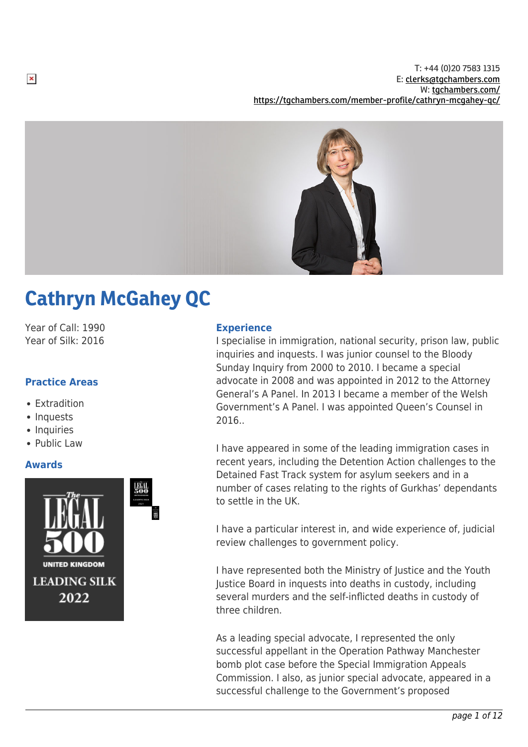T: +44 (0)20 7583 1315
E: clerks@tgchambers.com
W: tgchambers.com/
https://tgchambers.com/member-profile/cathryn-mcgahey-qc/

# Cathryn McGahey QC

Year of Call: 1990
Year of Silk: 2016

### Practice Areas

- Extradition
- Inquests
- Inquiries
- Public Law

### Awards

The Legal 500 United Kingdom Leading Silk 2022

### Experience

I specialise in immigration, national security, prison law, public inquiries and inquests. I was junior counsel to the Bloody Sunday Inquiry from 2000 to 2010. I became a special advocate in 2008 and was appointed in 2012 to the Attorney General's A Panel. In 2013 I became a member of the Welsh Government's A Panel. I was appointed Queen's Counsel in 2016..

I have appeared in some of the leading immigration cases in recent years, including the Detention Action challenges to the Detained Fast Track system for asylum seekers and in a number of cases relating to the rights of Gurkhas' dependants to settle in the UK.

I have a particular interest in, and wide experience of, judicial review challenges to government policy.

I have represented both the Ministry of Justice and the Youth Justice Board in inquests into deaths in custody, including several murders and the self-inflicted deaths in custody of three children.

As a leading special advocate, I represented the only successful appellant in the Operation Pathway Manchester bomb plot case before the Special Immigration Appeals Commission. I also, as junior special advocate, appeared in a successful challenge to the Government's proposed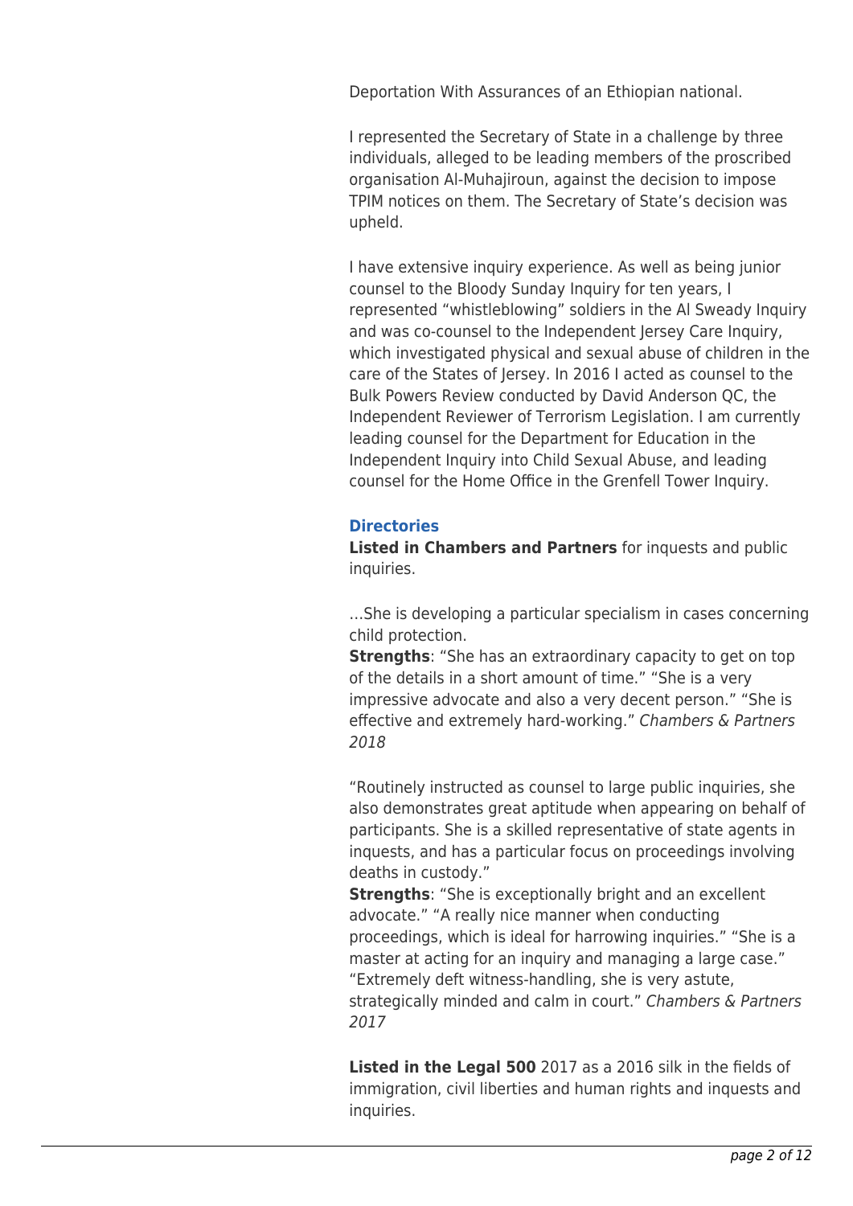Deportation With Assurances of an Ethiopian national.

I represented the Secretary of State in a challenge by three individuals, alleged to be leading members of the proscribed organisation Al-Muhajiroun, against the decision to impose TPIM notices on them. The Secretary of State's decision was upheld.

I have extensive inquiry experience. As well as being junior counsel to the Bloody Sunday Inquiry for ten years, I represented "whistleblowing" soldiers in the Al Sweady Inquiry and was co-counsel to the Independent Jersey Care Inquiry, which investigated physical and sexual abuse of children in the care of the States of Jersey. In 2016 I acted as counsel to the Bulk Powers Review conducted by David Anderson QC, the Independent Reviewer of Terrorism Legislation. I am currently leading counsel for the Department for Education in the Independent Inquiry into Child Sexual Abuse, and leading counsel for the Home Office in the Grenfell Tower Inquiry.

### Directories

**Listed in Chambers and Partners** for inquests and public inquiries.

…She is developing a particular specialism in cases concerning child protection.
**Strengths**: "She has an extraordinary capacity to get on top of the details in a short amount of time." "She is a very impressive advocate and also a very decent person." "She is effective and extremely hard-working." *Chambers & Partners 2018*

"Routinely instructed as counsel to large public inquiries, she also demonstrates great aptitude when appearing on behalf of participants. She is a skilled representative of state agents in inquests, and has a particular focus on proceedings involving deaths in custody."
**Strengths**: "She is exceptionally bright and an excellent advocate." "A really nice manner when conducting proceedings, which is ideal for harrowing inquiries." "She is a master at acting for an inquiry and managing a large case." "Extremely deft witness-handling, she is very astute, strategically minded and calm in court." *Chambers & Partners 2017*

**Listed in the Legal 500** 2017 as a 2016 silk in the fields of immigration, civil liberties and human rights and inquests and inquiries.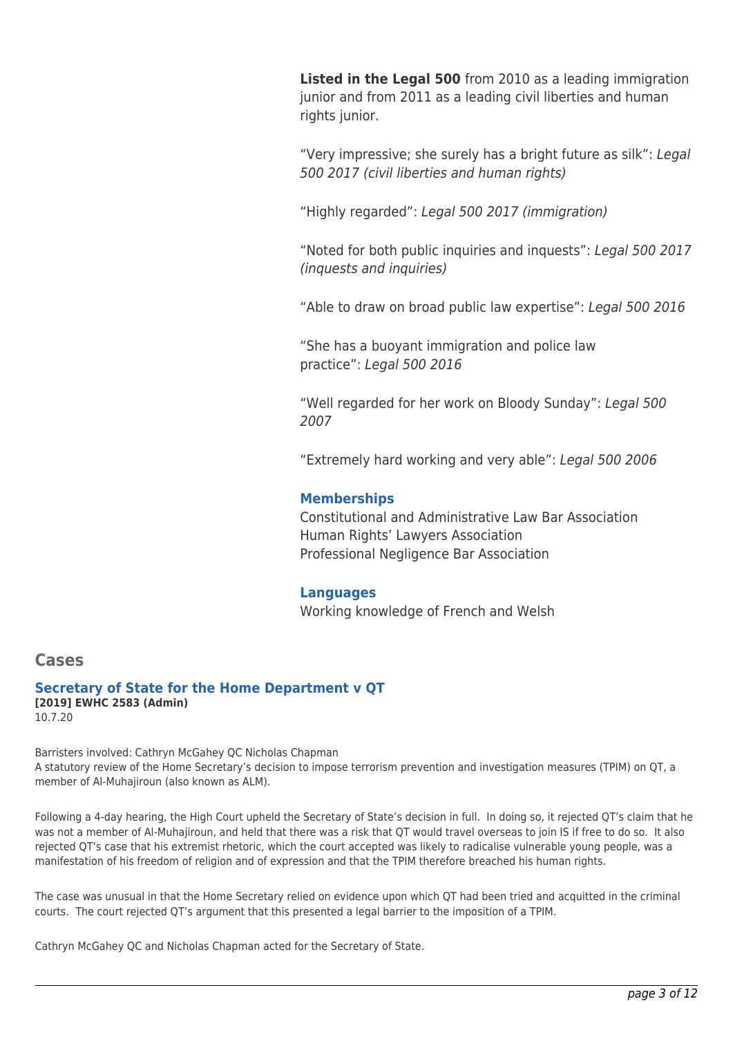**Listed in the Legal 500** from 2010 as a leading immigration junior and from 2011 as a leading civil liberties and human rights junior.

"Very impressive; she surely has a bright future as silk": *Legal 500 2017 (civil liberties and human rights)*

"Highly regarded": *Legal 500 2017 (immigration)*

"Noted for both public inquiries and inquests": *Legal 500 2017 (inquests and inquiries)*

"Able to draw on broad public law expertise": *Legal 500 2016*

"She has a buoyant immigration and police law practice": *Legal 500 2016*

"Well regarded for her work on Bloody Sunday": *Legal 500 2007*

"Extremely hard working and very able": *Legal 500 2006*

### Memberships

Constitutional and Administrative Law Bar Association
Human Rights' Lawyers Association
Professional Negligence Bar Association

### Languages

Working knowledge of French and Welsh

## Cases

### Secretary of State for the Home Department v QT

**[2019] EWHC 2583 (Admin)**
10.7.20

Barristers involved: Cathryn McGahey QC Nicholas Chapman
A statutory review of the Home Secretary's decision to impose terrorism prevention and investigation measures (TPIM) on QT, a member of Al-Muhajiroun (also known as ALM).

Following a 4-day hearing, the High Court upheld the Secretary of State's decision in full. In doing so, it rejected QT's claim that he was not a member of Al-Muhajiroun, and held that there was a risk that QT would travel overseas to join IS if free to do so. It also rejected QT's case that his extremist rhetoric, which the court accepted was likely to radicalise vulnerable young people, was a manifestation of his freedom of religion and of expression and that the TPIM therefore breached his human rights.

The case was unusual in that the Home Secretary relied on evidence upon which QT had been tried and acquitted in the criminal courts. The court rejected QT's argument that this presented a legal barrier to the imposition of a TPIM.

Cathryn McGahey QC and Nicholas Chapman acted for the Secretary of State.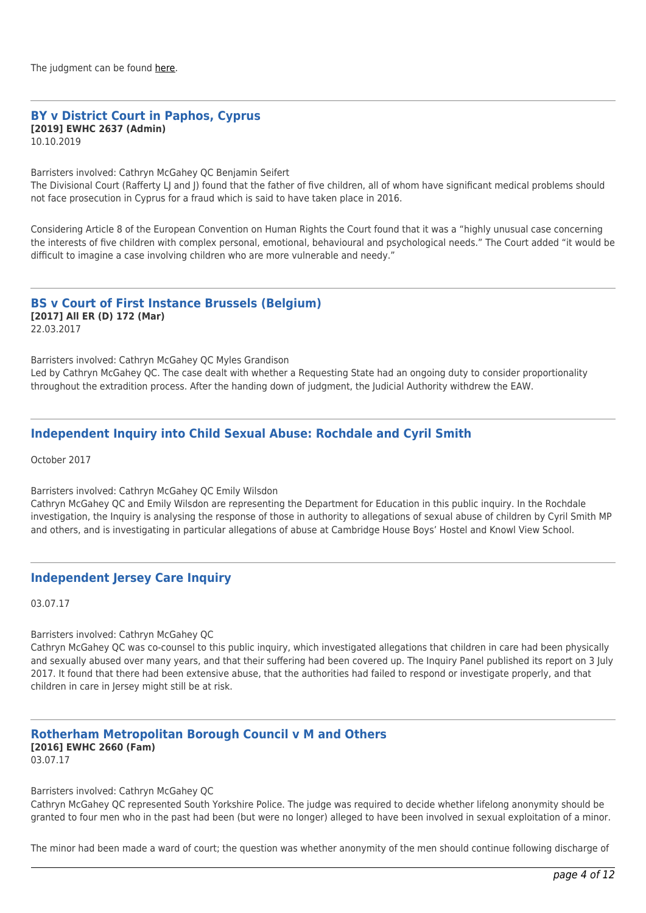The judgment can be found here.

---

## BY v District Court in Paphos, Cyprus

**[2019] EWHC 2637 (Admin)**
10.10.2019

Barristers involved: Cathryn McGahey QC Benjamin Seifert
The Divisional Court (Rafferty LJ and J) found that the father of five children, all of whom have significant medical problems should not face prosecution in Cyprus for a fraud which is said to have taken place in 2016.

Considering Article 8 of the European Convention on Human Rights the Court found that it was a "highly unusual case concerning the interests of five children with complex personal, emotional, behavioural and psychological needs." The Court added "it would be difficult to imagine a case involving children who are more vulnerable and needy."

---

## BS v Court of First Instance Brussels (Belgium)

**[2017] All ER (D) 172 (Mar)**
22.03.2017

Barristers involved: Cathryn McGahey QC Myles Grandison
Led by Cathryn McGahey QC. The case dealt with whether a Requesting State had an ongoing duty to consider proportionality throughout the extradition process. After the handing down of judgment, the Judicial Authority withdrew the EAW.

---

## Independent Inquiry into Child Sexual Abuse: Rochdale and Cyril Smith

October 2017

Barristers involved: Cathryn McGahey QC Emily Wilsdon
Cathryn McGahey QC and Emily Wilsdon are representing the Department for Education in this public inquiry. In the Rochdale investigation, the Inquiry is analysing the response of those in authority to allegations of sexual abuse of children by Cyril Smith MP and others, and is investigating in particular allegations of abuse at Cambridge House Boys' Hostel and Knowl View School.

---

## Independent Jersey Care Inquiry

03.07.17

Barristers involved: Cathryn McGahey QC
Cathryn McGahey QC was co-counsel to this public inquiry, which investigated allegations that children in care had been physically and sexually abused over many years, and that their suffering had been covered up. The Inquiry Panel published its report on 3 July 2017. It found that there had been extensive abuse, that the authorities had failed to respond or investigate properly, and that children in care in Jersey might still be at risk.

---

## Rotherham Metropolitan Borough Council v M and Others

**[2016] EWHC 2660 (Fam)**
03.07.17

Barristers involved: Cathryn McGahey QC
Cathryn McGahey QC represented South Yorkshire Police. The judge was required to decide whether lifelong anonymity should be granted to four men who in the past had been (but were no longer) alleged to have been involved in sexual exploitation of a minor.

The minor had been made a ward of court; the question was whether anonymity of the men should continue following discharge of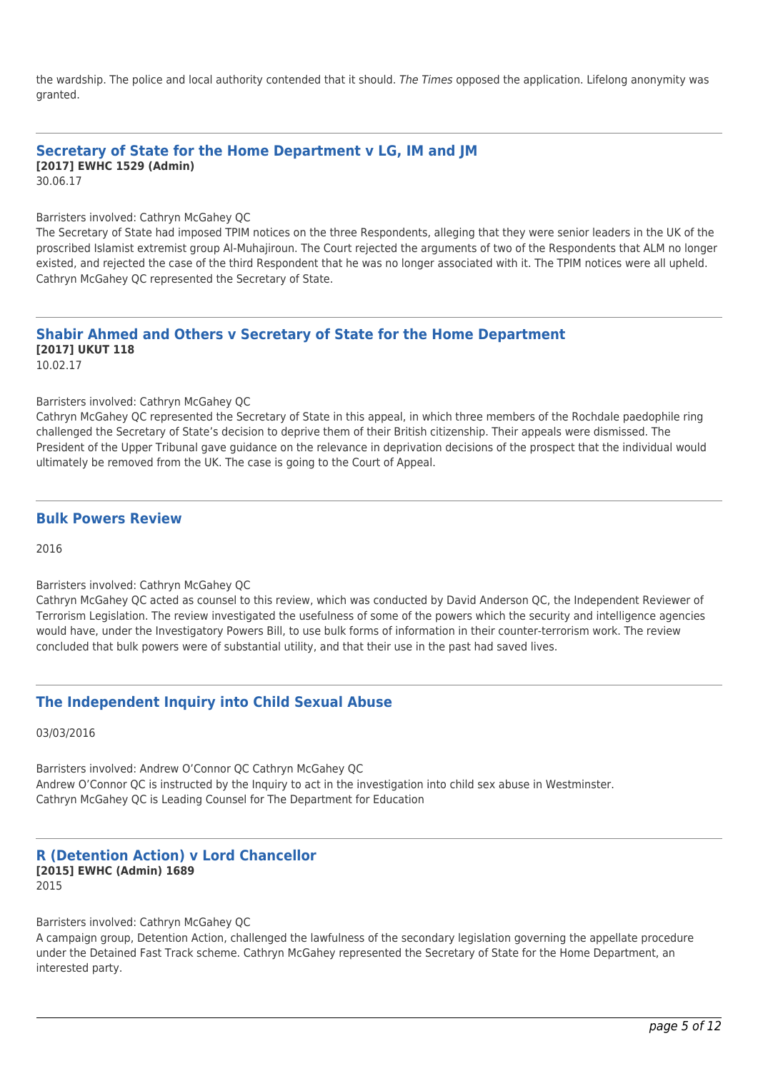the wardship. The police and local authority contended that it should. *The Times* opposed the application. Lifelong anonymity was granted.

---

## Secretary of State for the Home Department v LG, IM and JM

**[2017] EWHC 1529 (Admin)**
30.06.17

Barristers involved: Cathryn McGahey QC
The Secretary of State had imposed TPIM notices on the three Respondents, alleging that they were senior leaders in the UK of the proscribed Islamist extremist group Al-Muhajiroun. The Court rejected the arguments of two of the Respondents that ALM no longer existed, and rejected the case of the third Respondent that he was no longer associated with it. The TPIM notices were all upheld. Cathryn McGahey QC represented the Secretary of State.

---

## Shabir Ahmed and Others v Secretary of State for the Home Department

**[2017] UKUT 118**
10.02.17

Barristers involved: Cathryn McGahey QC
Cathryn McGahey QC represented the Secretary of State in this appeal, in which three members of the Rochdale paedophile ring challenged the Secretary of State's decision to deprive them of their British citizenship. Their appeals were dismissed. The President of the Upper Tribunal gave guidance on the relevance in deprivation decisions of the prospect that the individual would ultimately be removed from the UK. The case is going to the Court of Appeal.

---

## Bulk Powers Review

2016

Barristers involved: Cathryn McGahey QC
Cathryn McGahey QC acted as counsel to this review, which was conducted by David Anderson QC, the Independent Reviewer of Terrorism Legislation. The review investigated the usefulness of some of the powers which the security and intelligence agencies would have, under the Investigatory Powers Bill, to use bulk forms of information in their counter-terrorism work. The review concluded that bulk powers were of substantial utility, and that their use in the past had saved lives.

---

## The Independent Inquiry into Child Sexual Abuse

03/03/2016

Barristers involved: Andrew O'Connor QC Cathryn McGahey QC
Andrew O'Connor QC is instructed by the Inquiry to act in the investigation into child sex abuse in Westminster.
Cathryn McGahey QC is Leading Counsel for The Department for Education

---

## R (Detention Action) v Lord Chancellor

**[2015] EWHC (Admin) 1689**
2015

Barristers involved: Cathryn McGahey QC
A campaign group, Detention Action, challenged the lawfulness of the secondary legislation governing the appellate procedure under the Detained Fast Track scheme. Cathryn McGahey represented the Secretary of State for the Home Department, an interested party.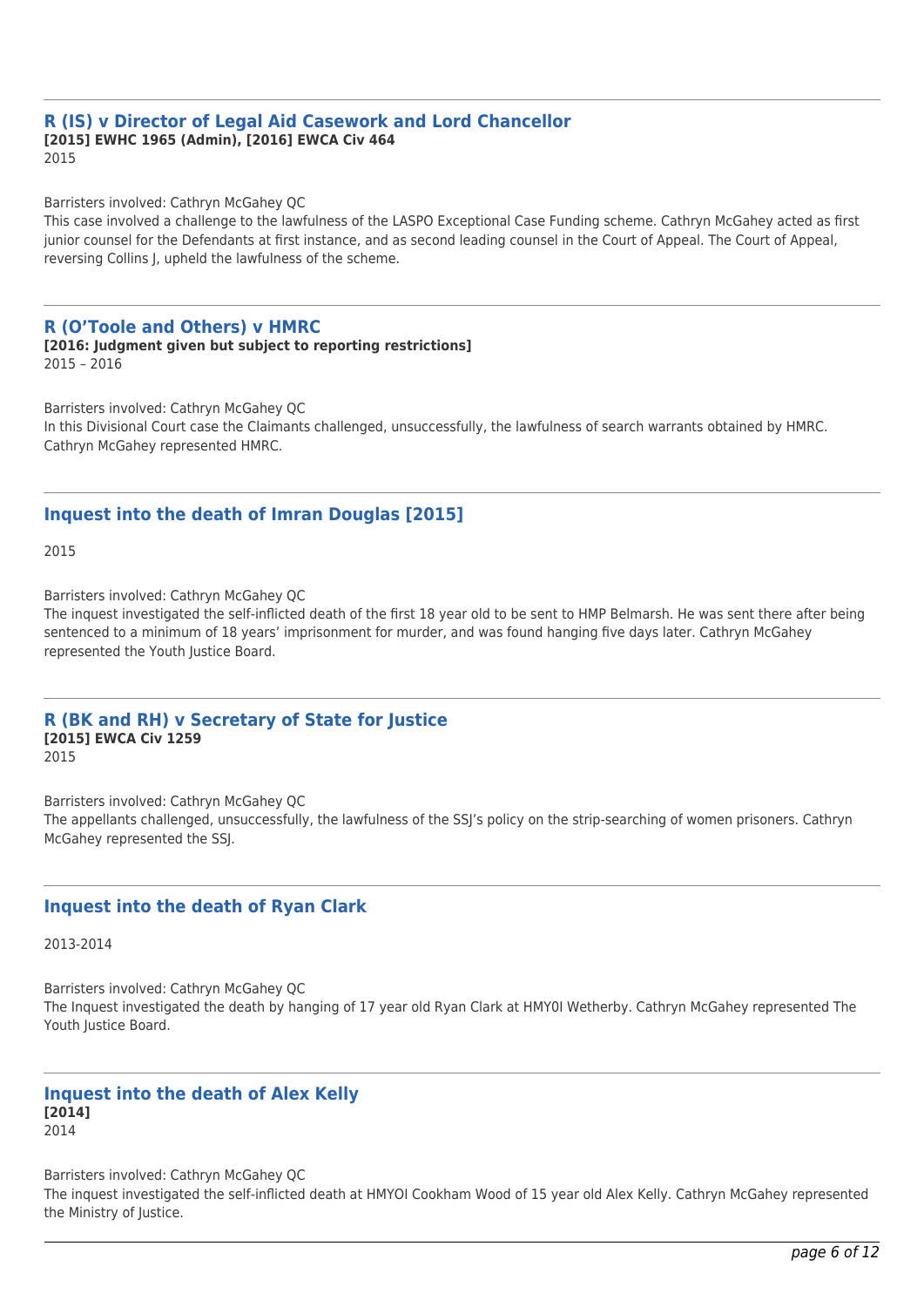### R (IS) v Director of Legal Aid Casework and Lord Chancellor

**[2015] EWHC 1965 (Admin), [2016] EWCA Civ 464**

2015

Barristers involved: Cathryn McGahey QC

This case involved a challenge to the lawfulness of the LASPO Exceptional Case Funding scheme. Cathryn McGahey acted as first junior counsel for the Defendants at first instance, and as second leading counsel in the Court of Appeal. The Court of Appeal, reversing Collins J, upheld the lawfulness of the scheme.

---

### R (O'Toole and Others) v HMRC

**[2016: Judgment given but subject to reporting restrictions]**

2015 – 2016

Barristers involved: Cathryn McGahey QC

In this Divisional Court case the Claimants challenged, unsuccessfully, the lawfulness of search warrants obtained by HMRC. Cathryn McGahey represented HMRC.

---

### Inquest into the death of Imran Douglas [2015]

2015

Barristers involved: Cathryn McGahey QC

The inquest investigated the self-inflicted death of the first 18 year old to be sent to HMP Belmarsh. He was sent there after being sentenced to a minimum of 18 years' imprisonment for murder, and was found hanging five days later. Cathryn McGahey represented the Youth Justice Board.

---

### R (BK and RH) v Secretary of State for Justice

**[2015] EWCA Civ 1259**

2015

Barristers involved: Cathryn McGahey QC

The appellants challenged, unsuccessfully, the lawfulness of the SSJ's policy on the strip-searching of women prisoners. Cathryn McGahey represented the SSJ.

---

### Inquest into the death of Ryan Clark

2013-2014

Barristers involved: Cathryn McGahey QC

The Inquest investigated the death by hanging of 17 year old Ryan Clark at HMY0I Wetherby. Cathryn McGahey represented The Youth Justice Board.

---

### Inquest into the death of Alex Kelly

**[2014]**

2014

Barristers involved: Cathryn McGahey QC

The inquest investigated the self-inflicted death at HMYOI Cookham Wood of 15 year old Alex Kelly. Cathryn McGahey represented the Ministry of Justice.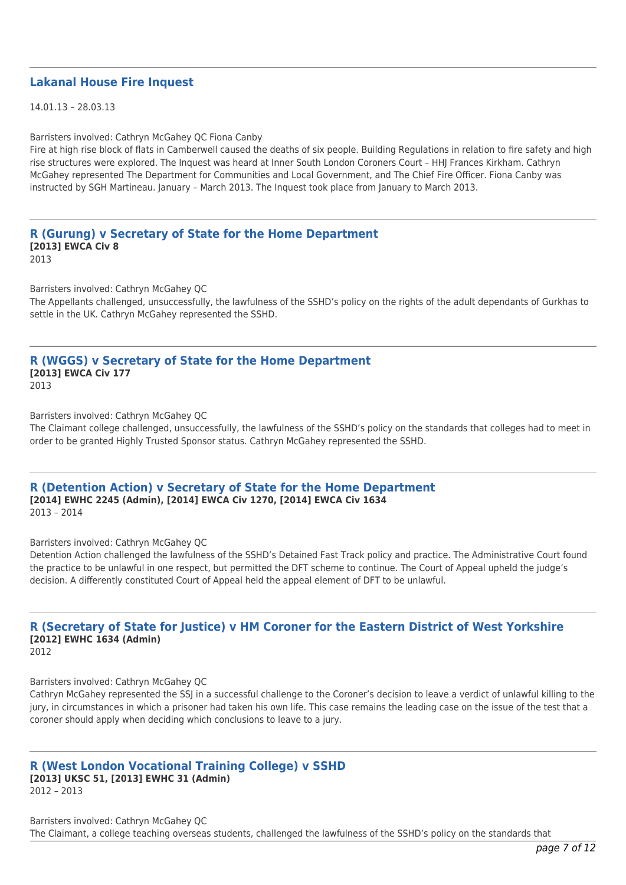## Lakanal House Fire Inquest

14.01.13 – 28.03.13

Barristers involved: Cathryn McGahey QC Fiona Canby
Fire at high rise block of flats in Camberwell caused the deaths of six people. Building Regulations in relation to fire safety and high rise structures were explored. The Inquest was heard at Inner South London Coroners Court – HHJ Frances Kirkham. Cathryn McGahey represented The Department for Communities and Local Government, and The Chief Fire Officer. Fiona Canby was instructed by SGH Martineau. January – March 2013. The Inquest took place from January to March 2013.

## R (Gurung) v Secretary of State for the Home Department

**[2013] EWCA Civ 8**
2013

Barristers involved: Cathryn McGahey QC
The Appellants challenged, unsuccessfully, the lawfulness of the SSHD's policy on the rights of the adult dependants of Gurkhas to settle in the UK. Cathryn McGahey represented the SSHD.

## R (WGGS) v Secretary of State for the Home Department

**[2013] EWCA Civ 177**
2013

Barristers involved: Cathryn McGahey QC
The Claimant college challenged, unsuccessfully, the lawfulness of the SSHD's policy on the standards that colleges had to meet in order to be granted Highly Trusted Sponsor status. Cathryn McGahey represented the SSHD.

## R (Detention Action) v Secretary of State for the Home Department

**[2014] EWHC 2245 (Admin), [2014] EWCA Civ 1270, [2014] EWCA Civ 1634**
2013 – 2014

Barristers involved: Cathryn McGahey QC
Detention Action challenged the lawfulness of the SSHD's Detained Fast Track policy and practice. The Administrative Court found the practice to be unlawful in one respect, but permitted the DFT scheme to continue. The Court of Appeal upheld the judge's decision. A differently constituted Court of Appeal held the appeal element of DFT to be unlawful.

## R (Secretary of State for Justice) v HM Coroner for the Eastern District of West Yorkshire

**[2012] EWHC 1634 (Admin)**
2012

Barristers involved: Cathryn McGahey QC
Cathryn McGahey represented the SSJ in a successful challenge to the Coroner's decision to leave a verdict of unlawful killing to the jury, in circumstances in which a prisoner had taken his own life. This case remains the leading case on the issue of the test that a coroner should apply when deciding which conclusions to leave to a jury.

## R (West London Vocational Training College) v SSHD

**[2013] UKSC 51, [2013] EWHC 31 (Admin)**
2012 – 2013

Barristers involved: Cathryn McGahey QC
The Claimant, a college teaching overseas students, challenged the lawfulness of the SSHD's policy on the standards that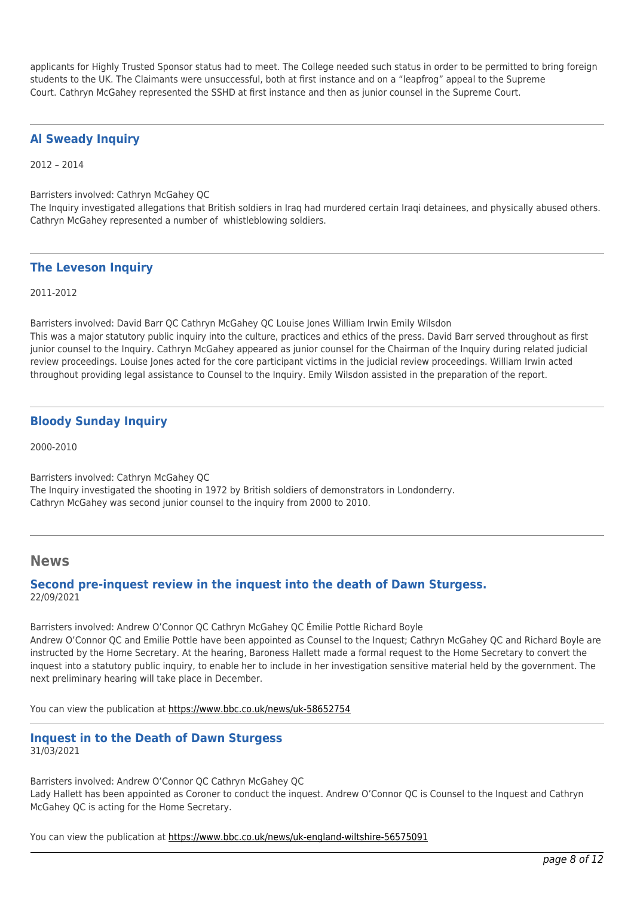applicants for Highly Trusted Sponsor status had to meet. The College needed such status in order to be permitted to bring foreign students to the UK. The Claimants were unsuccessful, both at first instance and on a "leapfrog" appeal to the Supreme Court. Cathryn McGahey represented the SSHD at first instance and then as junior counsel in the Supreme Court.

---

### Al Sweady Inquiry

2012 – 2014

Barristers involved: Cathryn McGahey QC
The Inquiry investigated allegations that British soldiers in Iraq had murdered certain Iraqi detainees, and physically abused others. Cathryn McGahey represented a number of whistleblowing soldiers.

---

### The Leveson Inquiry

2011-2012

Barristers involved: David Barr QC Cathryn McGahey QC Louise Jones William Irwin Emily Wilsdon
This was a major statutory public inquiry into the culture, practices and ethics of the press. David Barr served throughout as first junior counsel to the Inquiry. Cathryn McGahey appeared as junior counsel for the Chairman of the Inquiry during related judicial review proceedings. Louise Jones acted for the core participant victims in the judicial review proceedings. William Irwin acted throughout providing legal assistance to Counsel to the Inquiry. Emily Wilsdon assisted in the preparation of the report.

---

### Bloody Sunday Inquiry

2000-2010

Barristers involved: Cathryn McGahey QC
The Inquiry investigated the shooting in 1972 by British soldiers of demonstrators in Londonderry.
Cathryn McGahey was second junior counsel to the inquiry from 2000 to 2010.

---

## News

### Second pre-inquest review in the inquest into the death of Dawn Sturgess.

22/09/2021

Barristers involved: Andrew O'Connor QC Cathryn McGahey QC Émilie Pottle Richard Boyle
Andrew O'Connor QC and Emilie Pottle have been appointed as Counsel to the Inquest; Cathryn McGahey QC and Richard Boyle are instructed by the Home Secretary. At the hearing, Baroness Hallett made a formal request to the Home Secretary to convert the inquest into a statutory public inquiry, to enable her to include in her investigation sensitive material held by the government. The next preliminary hearing will take place in December.

You can view the publication at https://www.bbc.co.uk/news/uk-58652754

---

### Inquest in to the Death of Dawn Sturgess

31/03/2021

Barristers involved: Andrew O'Connor QC Cathryn McGahey QC
Lady Hallett has been appointed as Coroner to conduct the inquest. Andrew O'Connor QC is Counsel to the Inquest and Cathryn McGahey QC is acting for the Home Secretary.

You can view the publication at https://www.bbc.co.uk/news/uk-england-wiltshire-56575091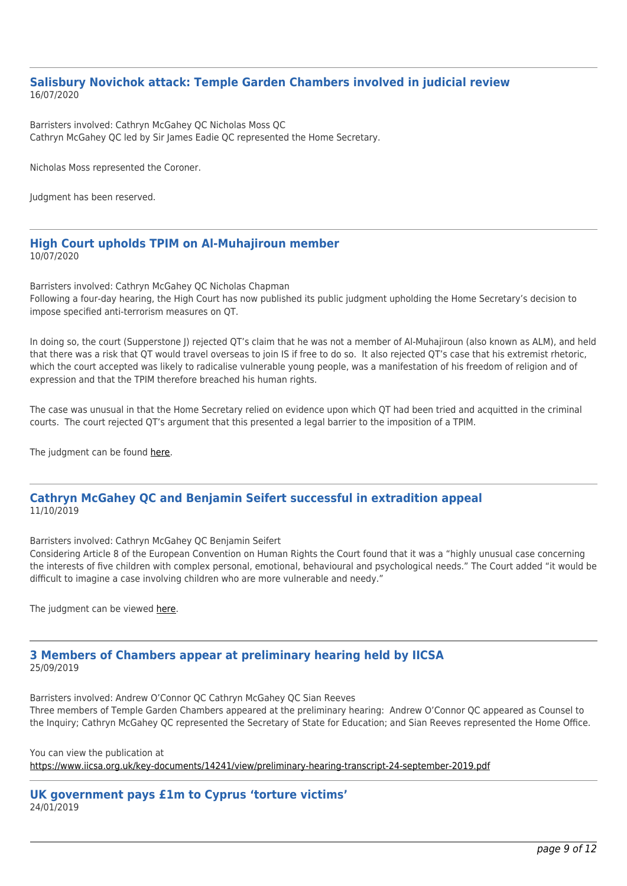## Salisbury Novichok attack: Temple Garden Chambers involved in judicial review

16/07/2020

Barristers involved: Cathryn McGahey QC Nicholas Moss QC
Cathryn McGahey QC led by Sir James Eadie QC represented the Home Secretary.

Nicholas Moss represented the Coroner.

Judgment has been reserved.

---

## High Court upholds TPIM on Al-Muhajiroun member

10/07/2020

Barristers involved: Cathryn McGahey QC Nicholas Chapman
Following a four-day hearing, the High Court has now published its public judgment upholding the Home Secretary's decision to impose specified anti-terrorism measures on QT.

In doing so, the court (Supperstone J) rejected QT's claim that he was not a member of Al-Muhajiroun (also known as ALM), and held that there was a risk that QT would travel overseas to join IS if free to do so. It also rejected QT's case that his extremist rhetoric, which the court accepted was likely to radicalise vulnerable young people, was a manifestation of his freedom of religion and of expression and that the TPIM therefore breached his human rights.

The case was unusual in that the Home Secretary relied on evidence upon which QT had been tried and acquitted in the criminal courts. The court rejected QT's argument that this presented a legal barrier to the imposition of a TPIM.

The judgment can be found here.

---

## Cathryn McGahey QC and Benjamin Seifert successful in extradition appeal

11/10/2019

Barristers involved: Cathryn McGahey QC Benjamin Seifert
Considering Article 8 of the European Convention on Human Rights the Court found that it was a "highly unusual case concerning the interests of five children with complex personal, emotional, behavioural and psychological needs." The Court added "it would be difficult to imagine a case involving children who are more vulnerable and needy."

The judgment can be viewed here.

---

## 3 Members of Chambers appear at preliminary hearing held by IICSA

25/09/2019

Barristers involved: Andrew O'Connor QC Cathryn McGahey QC Sian Reeves
Three members of Temple Garden Chambers appeared at the preliminary hearing: Andrew O'Connor QC appeared as Counsel to the Inquiry; Cathryn McGahey QC represented the Secretary of State for Education; and Sian Reeves represented the Home Office.

You can view the publication at
https://www.iicsa.org.uk/key-documents/14241/view/preliminary-hearing-transcript-24-september-2019.pdf

---

## UK government pays £1m to Cyprus 'torture victims'

24/01/2019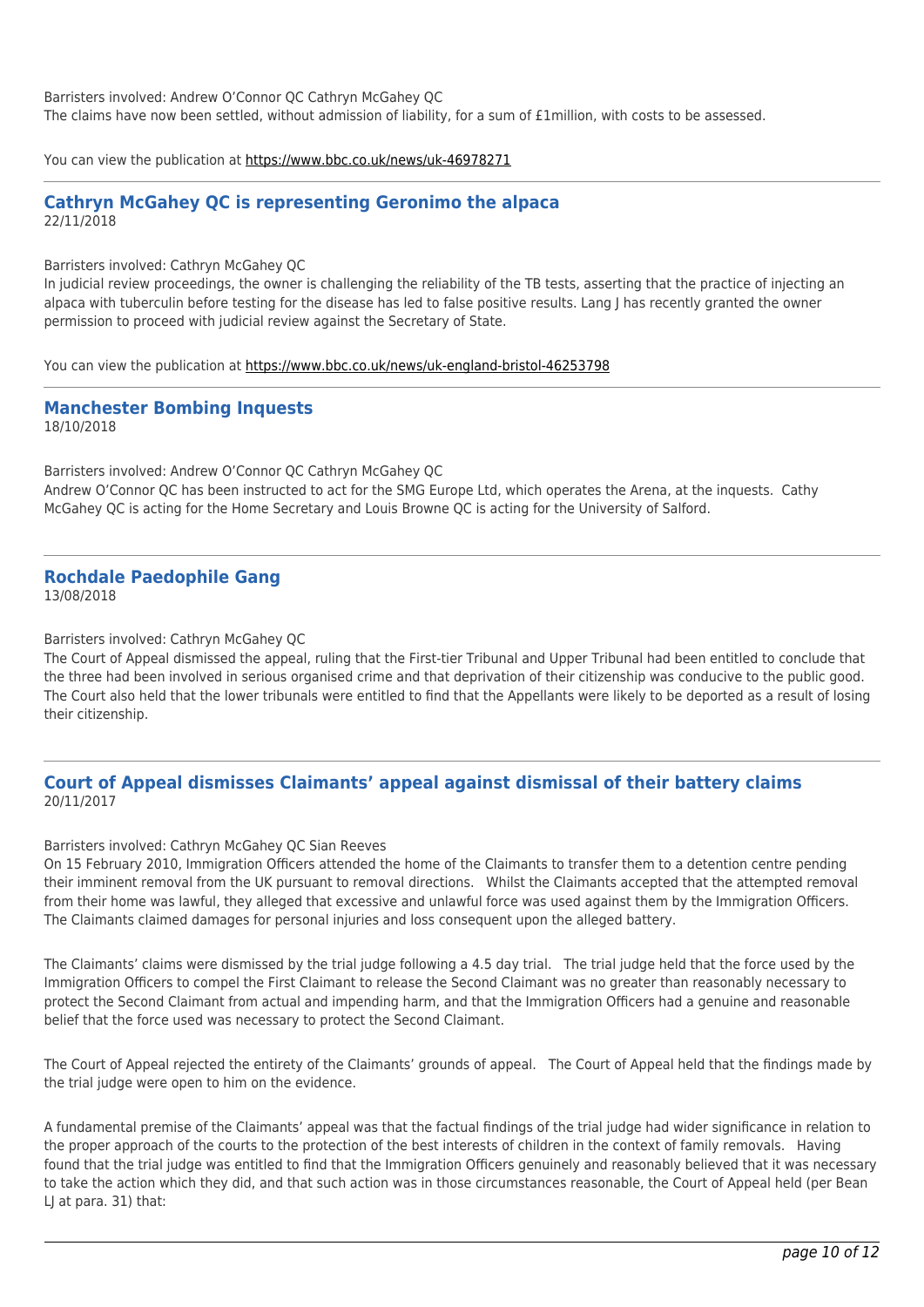Barristers involved: Andrew O'Connor QC Cathryn McGahey QC
The claims have now been settled, without admission of liability, for a sum of £1million, with costs to be assessed.

You can view the publication at https://www.bbc.co.uk/news/uk-46978271

## Cathryn McGahey QC is representing Geronimo the alpaca

22/11/2018

Barristers involved: Cathryn McGahey QC
In judicial review proceedings, the owner is challenging the reliability of the TB tests, asserting that the practice of injecting an alpaca with tuberculin before testing for the disease has led to false positive results. Lang J has recently granted the owner permission to proceed with judicial review against the Secretary of State.

You can view the publication at https://www.bbc.co.uk/news/uk-england-bristol-46253798

## Manchester Bombing Inquests

18/10/2018

Barristers involved: Andrew O'Connor QC Cathryn McGahey QC
Andrew O'Connor QC has been instructed to act for the SMG Europe Ltd, which operates the Arena, at the inquests. Cathy McGahey QC is acting for the Home Secretary and Louis Browne QC is acting for the University of Salford.

## Rochdale Paedophile Gang

13/08/2018

Barristers involved: Cathryn McGahey QC
The Court of Appeal dismissed the appeal, ruling that the First-tier Tribunal and Upper Tribunal had been entitled to conclude that the three had been involved in serious organised crime and that deprivation of their citizenship was conducive to the public good. The Court also held that the lower tribunals were entitled to find that the Appellants were likely to be deported as a result of losing their citizenship.

## Court of Appeal dismisses Claimants' appeal against dismissal of their battery claims

20/11/2017

Barristers involved: Cathryn McGahey QC Sian Reeves
On 15 February 2010, Immigration Officers attended the home of the Claimants to transfer them to a detention centre pending their imminent removal from the UK pursuant to removal directions. Whilst the Claimants accepted that the attempted removal from their home was lawful, they alleged that excessive and unlawful force was used against them by the Immigration Officers. The Claimants claimed damages for personal injuries and loss consequent upon the alleged battery.

The Claimants' claims were dismissed by the trial judge following a 4.5 day trial. The trial judge held that the force used by the Immigration Officers to compel the First Claimant to release the Second Claimant was no greater than reasonably necessary to protect the Second Claimant from actual and impending harm, and that the Immigration Officers had a genuine and reasonable belief that the force used was necessary to protect the Second Claimant.

The Court of Appeal rejected the entirety of the Claimants' grounds of appeal. The Court of Appeal held that the findings made by the trial judge were open to him on the evidence.

A fundamental premise of the Claimants' appeal was that the factual findings of the trial judge had wider significance in relation to the proper approach of the courts to the protection of the best interests of children in the context of family removals. Having found that the trial judge was entitled to find that the Immigration Officers genuinely and reasonably believed that it was necessary to take the action which they did, and that such action was in those circumstances reasonable, the Court of Appeal held (per Bean LJ at para. 31) that: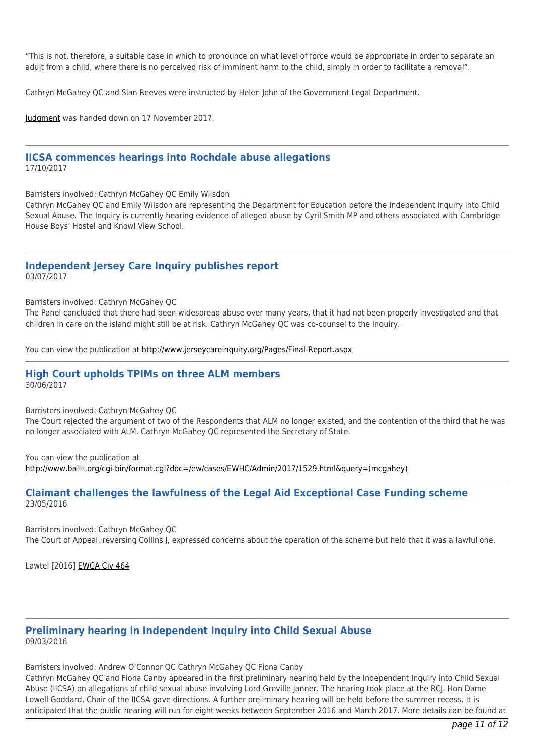"This is not, therefore, a suitable case in which to pronounce on what level of force would be appropriate in order to separate an adult from a child, where there is no perceived risk of imminent harm to the child, simply in order to facilitate a removal".

Cathryn McGahey QC and Sian Reeves were instructed by Helen John of the Government Legal Department.

Judgment was handed down on 17 November 2017.

---

## IICSA commences hearings into Rochdale abuse allegations

17/10/2017

Barristers involved: Cathryn McGahey QC Emily Wilsdon
Cathryn McGahey QC and Emily Wilsdon are representing the Department for Education before the Independent Inquiry into Child Sexual Abuse. The Inquiry is currently hearing evidence of alleged abuse by Cyril Smith MP and others associated with Cambridge House Boys' Hostel and Knowl View School.

---

## Independent Jersey Care Inquiry publishes report

03/07/2017

Barristers involved: Cathryn McGahey QC
The Panel concluded that there had been widespread abuse over many years, that it had not been properly investigated and that children in care on the island might still be at risk. Cathryn McGahey QC was co-counsel to the Inquiry.

You can view the publication at http://www.jerseycareinquiry.org/Pages/Final-Report.aspx

---

## High Court upholds TPIMs on three ALM members

30/06/2017

Barristers involved: Cathryn McGahey QC
The Court rejected the argument of two of the Respondents that ALM no longer existed, and the contention of the third that he was no longer associated with ALM. Cathryn McGahey QC represented the Secretary of State.

You can view the publication at
http://www.bailii.org/cgi-bin/format.cgi?doc=/ew/cases/EWHC/Admin/2017/1529.html&query=(mcgahey)

---

## Claimant challenges the lawfulness of the Legal Aid Exceptional Case Funding scheme

23/05/2016

Barristers involved: Cathryn McGahey QC
The Court of Appeal, reversing Collins J, expressed concerns about the operation of the scheme but held that it was a lawful one.

Lawtel [2016] EWCA Civ 464

---

## Preliminary hearing in Independent Inquiry into Child Sexual Abuse

09/03/2016

Barristers involved: Andrew O'Connor QC Cathryn McGahey QC Fiona Canby
Cathryn McGahey QC and Fiona Canby appeared in the first preliminary hearing held by the Independent Inquiry into Child Sexual Abuse (IICSA) on allegations of child sexual abuse involving Lord Greville Janner. The hearing took place at the RCJ. Hon Dame Lowell Goddard, Chair of the IICSA gave directions. A further preliminary hearing will be held before the summer recess. It is anticipated that the public hearing will run for eight weeks between September 2016 and March 2017. More details can be found at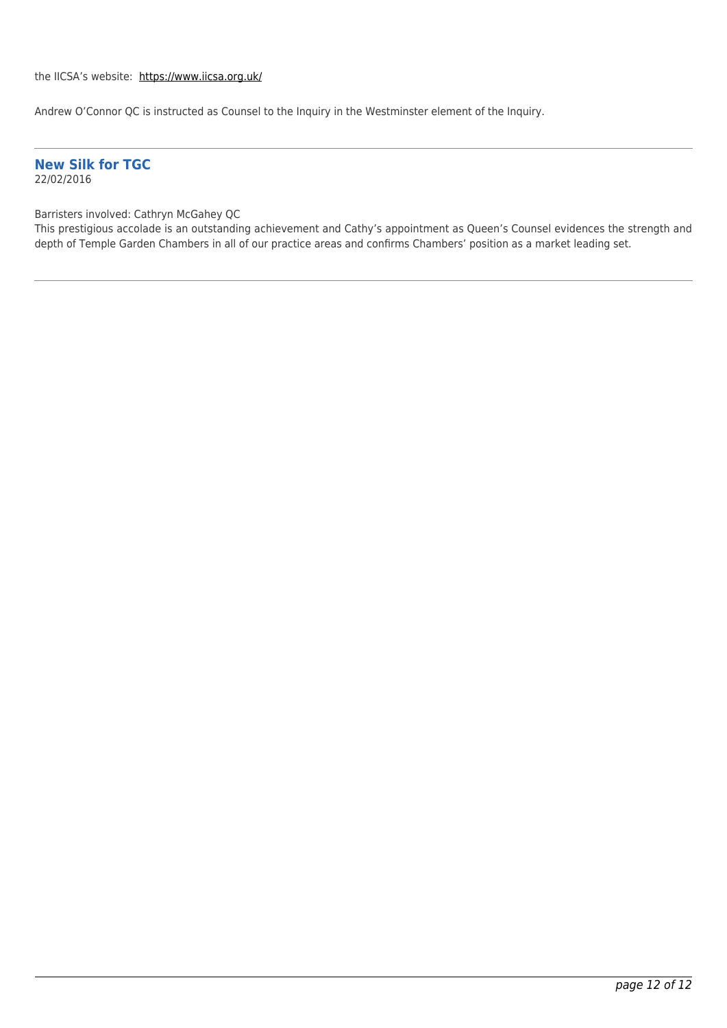the IICSA's website: https://www.iicsa.org.uk/

Andrew O'Connor QC is instructed as Counsel to the Inquiry in the Westminster element of the Inquiry.

---

## New Silk for TGC

22/02/2016

Barristers involved: Cathryn McGahey QC

This prestigious accolade is an outstanding achievement and Cathy's appointment as Queen's Counsel evidences the strength and depth of Temple Garden Chambers in all of our practice areas and confirms Chambers' position as a market leading set.

---